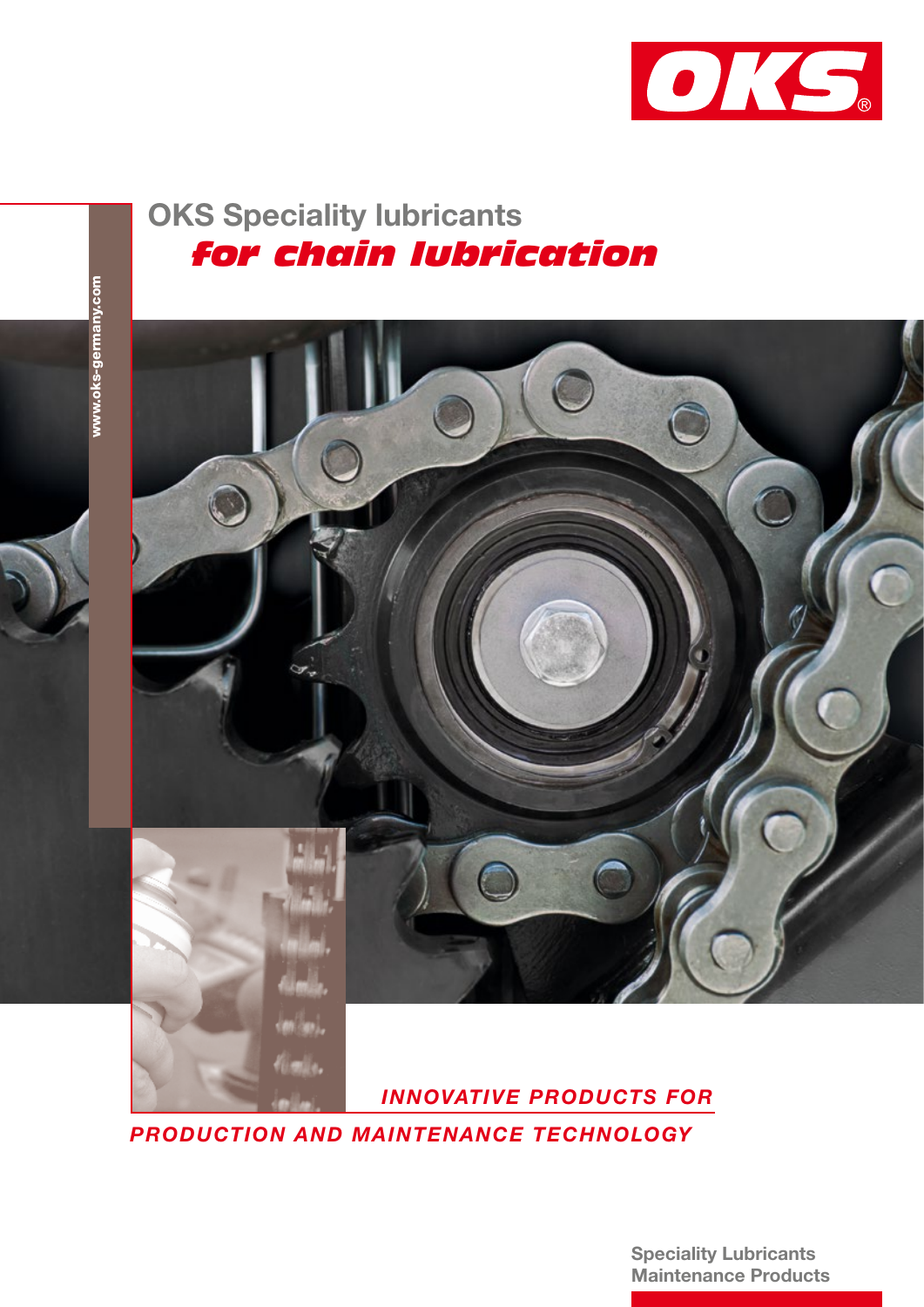OKS

# OKS Speciality lubricants
## *for chain lubrication*

www.oks-germany.com

***INNOVATIVE PRODUCTS FOR PRODUCTION AND MAINTENANCE TECHNOLOGY***

**Speciality Lubricants**
**Maintenance Products**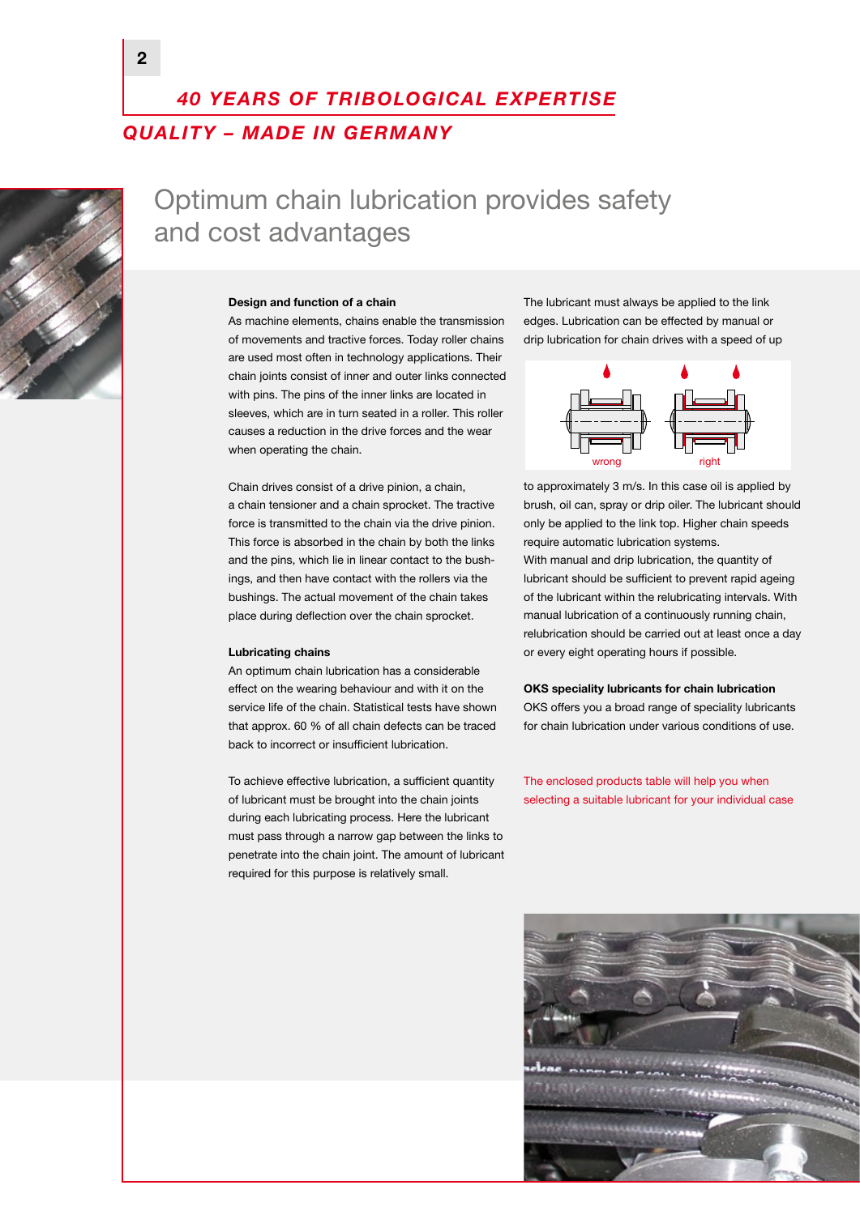*40 YEARS OF TRIBOLOGICAL EXPERTISE*

*QUALITY – MADE IN GERMANY*

# Optimum chain lubrication provides safety and cost advantages

**Design and function of a chain**

As machine elements, chains enable the transmission of movements and tractive forces. Today roller chains are used most often in technology applications. Their chain joints consist of inner and outer links connected with pins. The pins of the inner links are located in sleeves, which are in turn seated in a roller. This roller causes a reduction in the drive forces and the wear when operating the chain.

Chain drives consist of a drive pinion, a chain, a chain tensioner and a chain sprocket. The tractive force is transmitted to the chain via the drive pinion. This force is absorbed in the chain by both the links and the pins, which lie in linear contact to the bushings, and then have contact with the rollers via the bushings. The actual movement of the chain takes place during deflection over the chain sprocket.

**Lubricating chains**

An optimum chain lubrication has a considerable effect on the wearing behaviour and with it on the service life of the chain. Statistical tests have shown that approx. 60 % of all chain defects can be traced back to incorrect or insufficient lubrication.

To achieve effective lubrication, a sufficient quantity of lubricant must be brought into the chain joints during each lubricating process. Here the lubricant must pass through a narrow gap between the links to penetrate into the chain joint. The amount of lubricant required for this purpose is relatively small.

The lubricant must always be applied to the link edges. Lubrication can be effected by manual or drip lubrication for chain drives with a speed of up

wrong right

to approximately 3 m/s. In this case oil is applied by brush, oil can, spray or drip oiler. The lubricant should only be applied to the link top. Higher chain speeds require automatic lubrication systems.

With manual and drip lubrication, the quantity of lubricant should be sufficient to prevent rapid ageing of the lubricant within the relubricating intervals. With manual lubrication of a continuously running chain, relubrication should be carried out at least once a day or every eight operating hours if possible.

**OKS speciality lubricants for chain lubrication**

OKS offers you a broad range of speciality lubricants for chain lubrication under various conditions of use.

The enclosed products table will help you when selecting a suitable lubricant for your individual case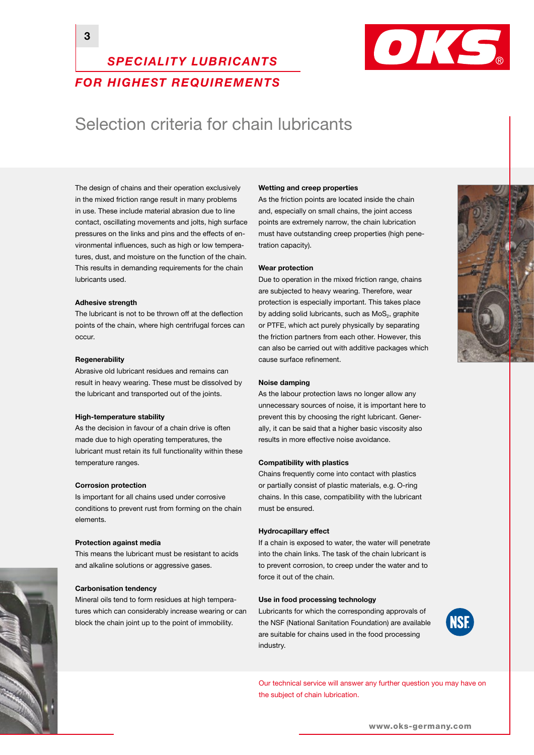*SPECIALITY LUBRICANTS*
*FOR HIGHEST REQUIREMENTS*

# Selection criteria for chain lubricants

The design of chains and their operation exclusively in the mixed friction range result in many problems in use. These include material abrasion due to line contact, oscillating movements and jolts, high surface pressures on the links and pins and the effects of environmental influences, such as high or low temperatures, dust, and moisture on the function of the chain. This results in demanding requirements for the chain lubricants used.

**Adhesive strength**

The lubricant is not to be thrown off at the deflection points of the chain, where high centrifugal forces can occur.

**Regenerability**

Abrasive old lubricant residues and remains can result in heavy wearing. These must be dissolved by the lubricant and transported out of the joints.

**High-temperature stability**

As the decision in favour of a chain drive is often made due to high operating temperatures, the lubricant must retain its full functionality within these temperature ranges.

**Corrosion protection**

Is important for all chains used under corrosive conditions to prevent rust from forming on the chain elements.

**Protection against media**

This means the lubricant must be resistant to acids and alkaline solutions or aggressive gases.

**Carbonisation tendency**

Mineral oils tend to form residues at high temperatures which can considerably increase wearing or can block the chain joint up to the point of immobility.

**Wetting and creep properties**

As the friction points are located inside the chain and, especially on small chains, the joint access points are extremely narrow, the chain lubrication must have outstanding creep properties (high penetration capacity).

**Wear protection**

Due to operation in the mixed friction range, chains are subjected to heavy wearing. Therefore, wear protection is especially important. This takes place by adding solid lubricants, such as $MoS_2$, graphite or PTFE, which act purely physically by separating the friction partners from each other. However, this can also be carried out with additive packages which cause surface refinement.

**Noise damping**

As the labour protection laws no longer allow any unnecessary sources of noise, it is important here to prevent this by choosing the right lubricant. Generally, it can be said that a higher basic viscosity also results in more effective noise avoidance.

**Compatibility with plastics**

Chains frequently come into contact with plastics or partially consist of plastic materials, e.g. O-ring chains. In this case, compatibility with the lubricant must be ensured.

**Hydrocapillary effect**

If a chain is exposed to water, the water will penetrate into the chain links. The task of the chain lubricant is to prevent corrosion, to creep under the water and to force it out of the chain.

**Use in food processing technology**

Lubricants for which the corresponding approvals of the NSF (National Sanitation Foundation) are available are suitable for chains used in the food processing industry.

Our technical service will answer any further question you may have on the subject of chain lubrication.

www.oks-germany.com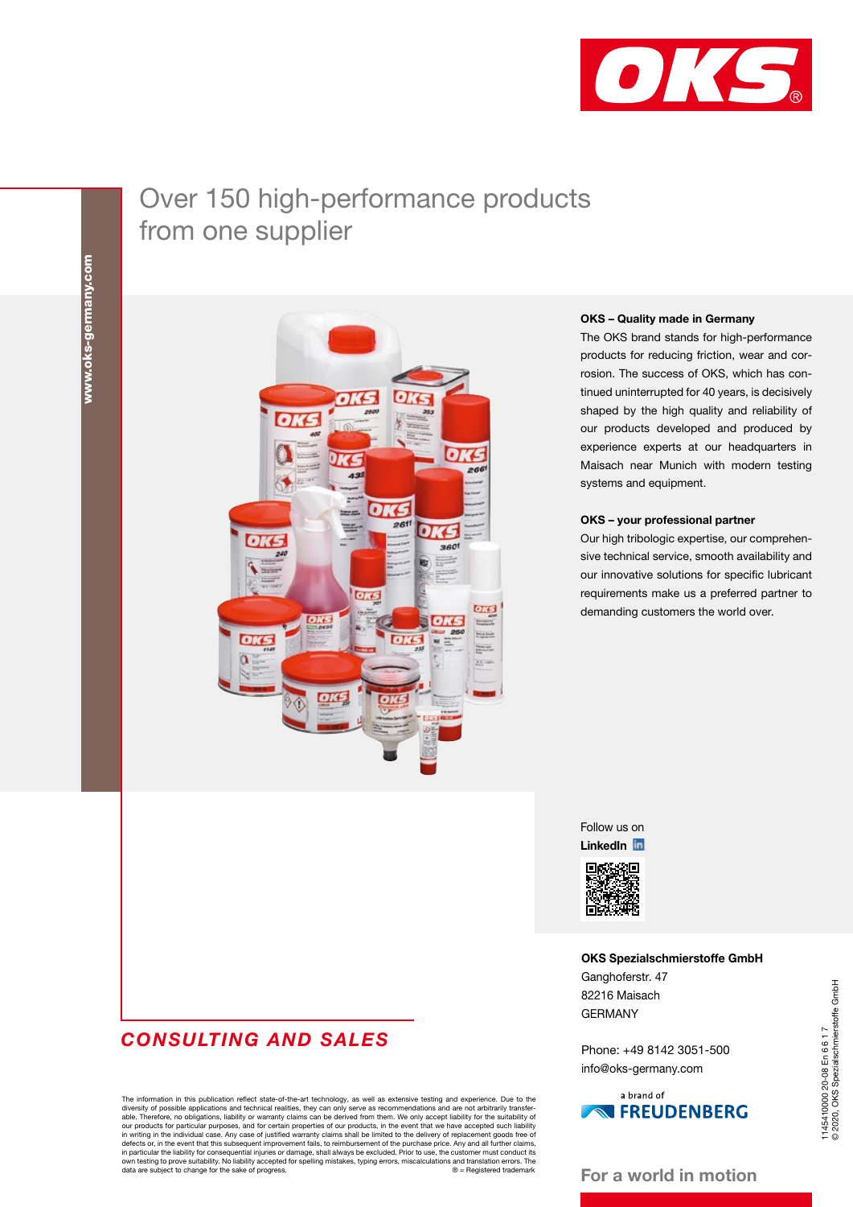# Over 150 high-performance products from one supplier

www.oks-germany.com

### OKS – Quality made in Germany

The OKS brand stands for high-performance products for reducing friction, wear and corrosion. The success of OKS, which has continued uninterrupted for 40 years, is decisively shaped by the high quality and reliability of our products developed and produced by experience experts at our headquarters in Maisach near Munich with modern testing systems and equipment.

### OKS – your professional partner

Our high tribologic expertise, our comprehensive technical service, smooth availability and our innovative solutions for specific lubricant requirements make us a preferred partner to demanding customers the world over.

Follow us on
**LinkedIn**

**OKS Spezialschmierstoffe GmbH**
Ganghoferstr. 47
82216 Maisach
GERMANY

Phone: +49 8142 3051-500
info@oks-germany.com

a brand of FREUDENBERG

## *CONSULTING AND SALES*

The information in this publication reflect state-of-the-art technology, as well as extensive testing and experience. Due to the diversity of possible applications and technical realities, they can only serve as recommendations and are not arbitrarily transferable. Therefore, no obligations, liability or warranty claims can be derived from them. We only accept liability for the suitability of our products for particular purposes, and for certain properties of our products, in the event that we have accepted such liability in writing in the individual case. Any case of justified warranty claims shall be limited to the delivery of replacement goods free of defects or, in the event that this subsequent improvement fails, to reimbursement of the purchase price. Any and all further claims, in particular the liability for consequential injuries or damage, shall always be excluded. Prior to use, the customer must conduct its own testing to prove suitability. No liability accepted for spelling mistakes, typing errors, miscalculations and translation errors. The data are subject to change for the sake of progress. ® = Registered trademark

**For a world in motion**

1145410000 20-08 En 6 6 1 7
© 2020, OKS Spezialschmierstoffe GmbH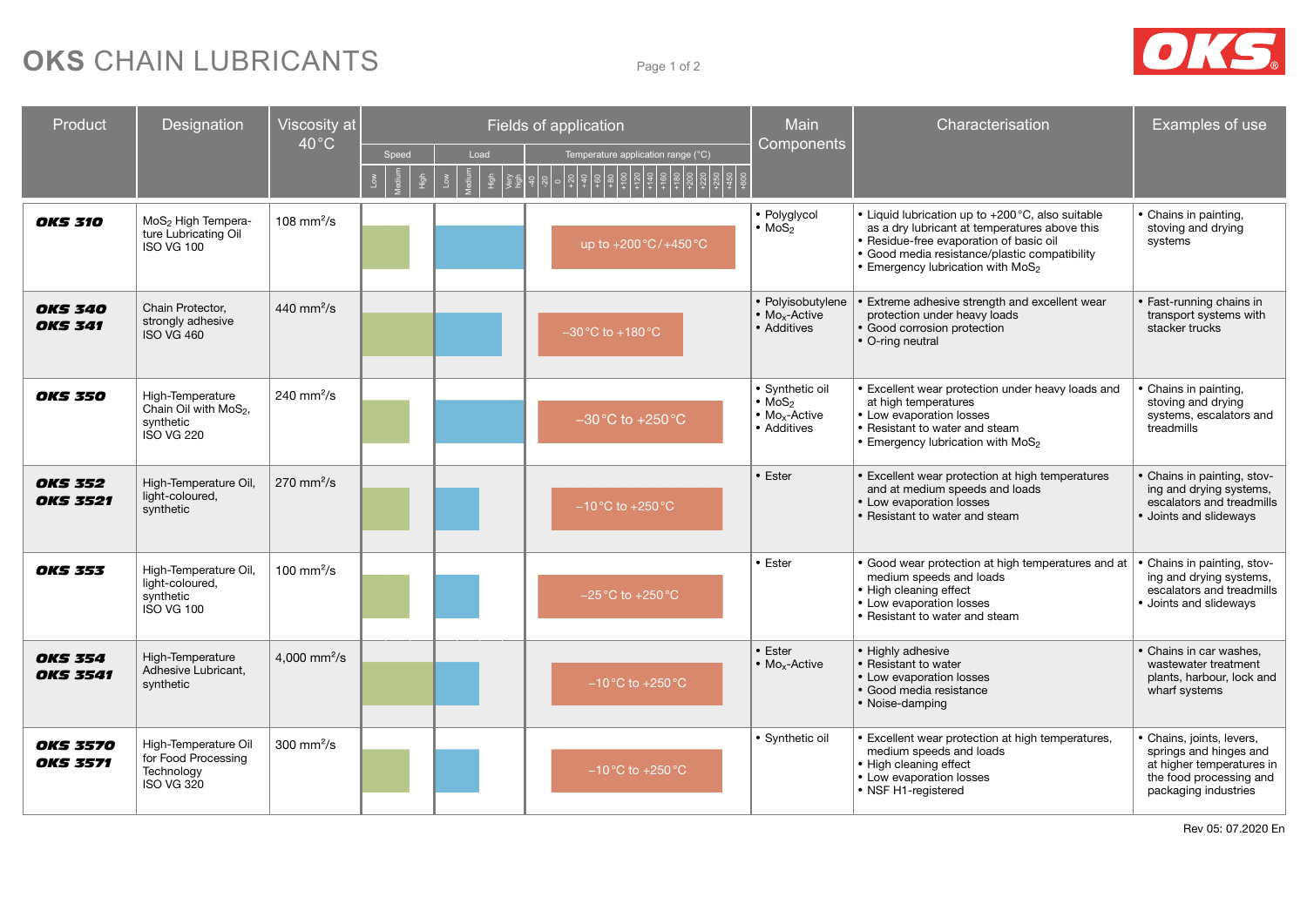# OKS CHAIN LUBRICANTS

| Product | Designation | Viscosity at 40 °C | Fields of application: Temperature application range (°C) | Main Components | Characterisation | Examples of use |
|---|---|---|---|---|---|---|
| **OKS 310** | $MoS_2$ High Temperature Lubricating Oil ISO VG 100 | 108 mm²/s | up to +200 °C / +450 °C | • Polyglycol<br>• $MoS_2$ | • Liquid lubrication up to +200 °C, also suitable as a dry lubricant at temperatures above this<br>• Residue-free evaporation of basic oil<br>• Good media resistance/plastic compatibility<br>• Emergency lubrication with $MoS_2$ | • Chains in painting, stoving and drying systems |
| **OKS 340**<br>**OKS 341** | Chain Protector, strongly adhesive ISO VG 460 | 440 mm²/s | −30 °C to +180 °C | • Polyisobutylene<br>• $Mo_x$-Active<br>• Additives | • Extreme adhesive strength and excellent wear protection under heavy loads<br>• Good corrosion protection<br>• O-ring neutral | • Fast-running chains in transport systems with stacker trucks |
| **OKS 350** | High-Temperature Chain Oil with $MoS_2$, synthetic ISO VG 220 | 240 mm²/s | −30 °C to +250 °C | • Synthetic oil<br>• $MoS_2$<br>• $Mo_x$-Active<br>• Additives | • Excellent wear protection under heavy loads and at high temperatures<br>• Low evaporation losses<br>• Resistant to water and steam<br>• Emergency lubrication with $MoS_2$ | • Chains in painting, stoving and drying systems, escalators and treadmills |
| **OKS 352**<br>**OKS 3521** | High-Temperature Oil, light-coloured, synthetic | 270 mm²/s | −10 °C to +250 °C | • Ester | • Excellent wear protection at high temperatures and at medium speeds and loads<br>• Low evaporation losses<br>• Resistant to water and steam | • Chains in painting, stoving and drying systems, escalators and treadmills<br>• Joints and slideways |
| **OKS 353** | High-Temperature Oil, light-coloured, synthetic ISO VG 100 | 100 mm²/s | −25 °C to +250 °C | • Ester | • Good wear protection at high temperatures and at medium speeds and loads<br>• High cleaning effect<br>• Low evaporation losses<br>• Resistant to water and steam | • Chains in painting, stoving and drying systems, escalators and treadmills<br>• Joints and slideways |
| **OKS 354**<br>**OKS 3541** | High-Temperature Adhesive Lubricant, synthetic | 4,000 mm²/s | −10 °C to +250 °C | • Ester<br>• $Mo_x$-Active | • Highly adhesive<br>• Resistant to water<br>• Low evaporation losses<br>• Good media resistance<br>• Noise-damping | • Chains in car washes, wastewater treatment plants, harbour, lock and wharf systems |
| **OKS 3570**<br>**OKS 3571** | High-Temperature Oil for Food Processing Technology ISO VG 320 | 300 mm²/s | −10 °C to +250 °C | • Synthetic oil | • Excellent wear protection at high temperatures, medium speeds and loads<br>• High cleaning effect<br>• Low evaporation losses<br>• NSF H1-registered | • Chains, joints, levers, springs and hinges at higher temperatures in the food processing and packaging industries |

Rev 05: 07.2020 En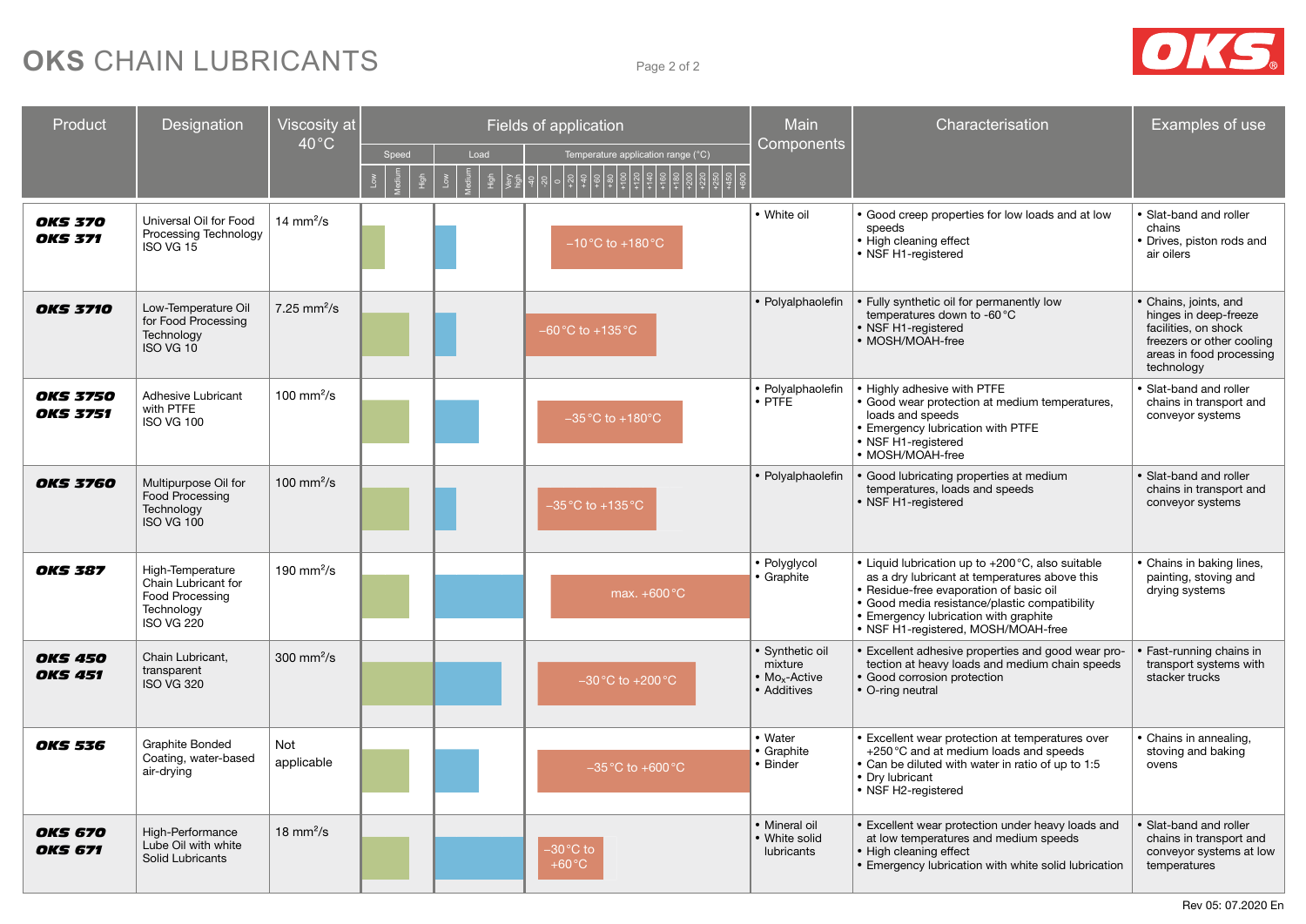# OKS CHAIN LUBRICANTS

| Product | Designation | Viscosity at 40 °C | Fields of application: Temperature application range (°C) | Main Components | Characterisation | Examples of use |
|---|---|---|---|---|---|---|
| OKS 370 OKS 371 | Universal Oil for Food Processing Technology ISO VG 15 | 14 mm²/s | −10 °C to +180 °C | • White oil | • Good creep properties for low loads and at low speeds • High cleaning effect • NSF H1-registered | • Slat-band and roller chains • Drives, piston rods and air oilers |
| OKS 3710 | Low-Temperature Oil for Food Processing Technology ISO VG 10 | 7.25 mm²/s | −60 °C to +135 °C | • Polyalphaolefin | • Fully synthetic oil for permanently low temperatures down to -60 °C • NSF H1-registered • MOSH/MOAH-free | • Chains, joints, and hinges in deep-freeze facilities, on shock freezers or other cooling areas in food processing technology |
| OKS 3750 OKS 3751 | Adhesive Lubricant with PTFE ISO VG 100 | 100 mm²/s | −35 °C to +180°C | • Polyalphaolefin • PTFE | • Highly adhesive with PTFE • Good wear protection at medium temperatures, loads and speeds • Emergency lubrication with PTFE • NSF H1-registered • MOSH/MOAH-free | • Slat-band and roller chains in transport and conveyor systems |
| OKS 3760 | Multipurpose Oil for Food Processing Technology ISO VG 100 | 100 mm²/s | −35 °C to +135 °C | • Polyalphaolefin | • Good lubricating properties at medium temperatures, loads and speeds • NSF H1-registered | • Slat-band and roller chains in transport and conveyor systems |
| OKS 387 | High-Temperature Chain Lubricant for Food Processing Technology ISO VG 220 | 190 mm²/s | max. +600 °C | • Polyglycol • Graphite | • Liquid lubrication up to +200 °C, also suitable as a dry lubricant at temperatures above this • Residue-free evaporation of basic oil • Good media resistance/plastic compatibility • Emergency lubrication with graphite • NSF H1-registered, MOSH/MOAH-free | • Chains in baking lines, painting, stoving and drying systems |
| OKS 450 OKS 451 | Chain Lubricant, transparent ISO VG 320 | 300 mm²/s | −30 °C to +200 °C | • Synthetic oil mixture • $MoS_x$-Active • Additives | • Excellent adhesive properties and good wear protection at heavy loads and medium chain speeds • Good corrosion protection • O-ring neutral | • Fast-running chains in transport systems with stacker trucks |
| OKS 536 | Graphite Bonded Coating, water-based air-drying | Not applicable | −35 °C to +600 °C | • Water • Graphite • Binder | • Excellent wear protection at temperatures over +250 °C and at medium loads and speeds • Can be diluted with water in ratio of up to 1:5 • Dry lubricant • NSF H2-registered | • Chains in annealing, stoving and baking ovens |
| OKS 670 OKS 671 | High-Performance Lube Oil with white Solid Lubricants | 18 mm²/s | −30 °C to +60 °C | • Mineral oil • White solid lubricants | • Excellent wear protection under heavy loads and at low temperatures and medium speeds • High cleaning effect • Emergency lubrication with white solid lubrication | • Slat-band and roller chains in transport and conveyor systems at low temperatures |

Rev 05: 07.2020 En